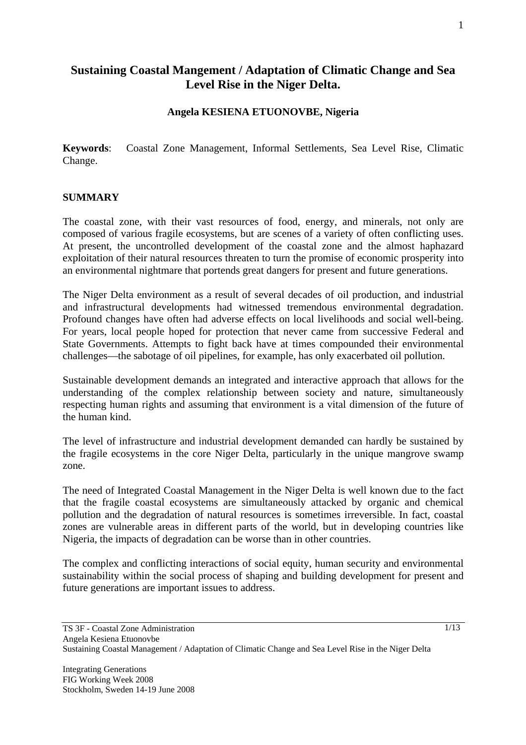# Sustaining Coastal Mangement / Adaptation of Climatic Change and Sea Level Rise in the Niger Delta.

**Angela KESIENA ETUONOVBE, Nigeria**

**Keywords**: Coastal Zone Management, Informal Settlements, Sea Level Rise, Climatic Change.

## SUMMARY

The coastal zone, with their vast resources of food, energy, and minerals, not only are composed of various fragile ecosystems, but are scenes of a variety of often conflicting uses. At present, the uncontrolled development of the coastal zone and the almost haphazard exploitation of their natural resources threaten to turn the promise of economic prosperity into an environmental nightmare that portends great dangers for present and future generations.

The Niger Delta environment as a result of several decades of oil production, and industrial and infrastructural developments had witnessed tremendous environmental degradation. Profound changes have often had adverse effects on local livelihoods and social well-being. For years, local people hoped for protection that never came from successive Federal and State Governments. Attempts to fight back have at times compounded their environmental challenges—the sabotage of oil pipelines, for example, has only exacerbated oil pollution.

Sustainable development demands an integrated and interactive approach that allows for the understanding of the complex relationship between society and nature, simultaneously respecting human rights and assuming that environment is a vital dimension of the future of the human kind.

The level of infrastructure and industrial development demanded can hardly be sustained by the fragile ecosystems in the core Niger Delta, particularly in the unique mangrove swamp zone.

The need of Integrated Coastal Management in the Niger Delta is well known due to the fact that the fragile coastal ecosystems are simultaneously attacked by organic and chemical pollution and the degradation of natural resources is sometimes irreversible. In fact, coastal zones are vulnerable areas in different parts of the world, but in developing countries like Nigeria, the impacts of degradation can be worse than in other countries.

The complex and conflicting interactions of social equity, human security and environmental sustainability within the social process of shaping and building development for present and future generations are important issues to address.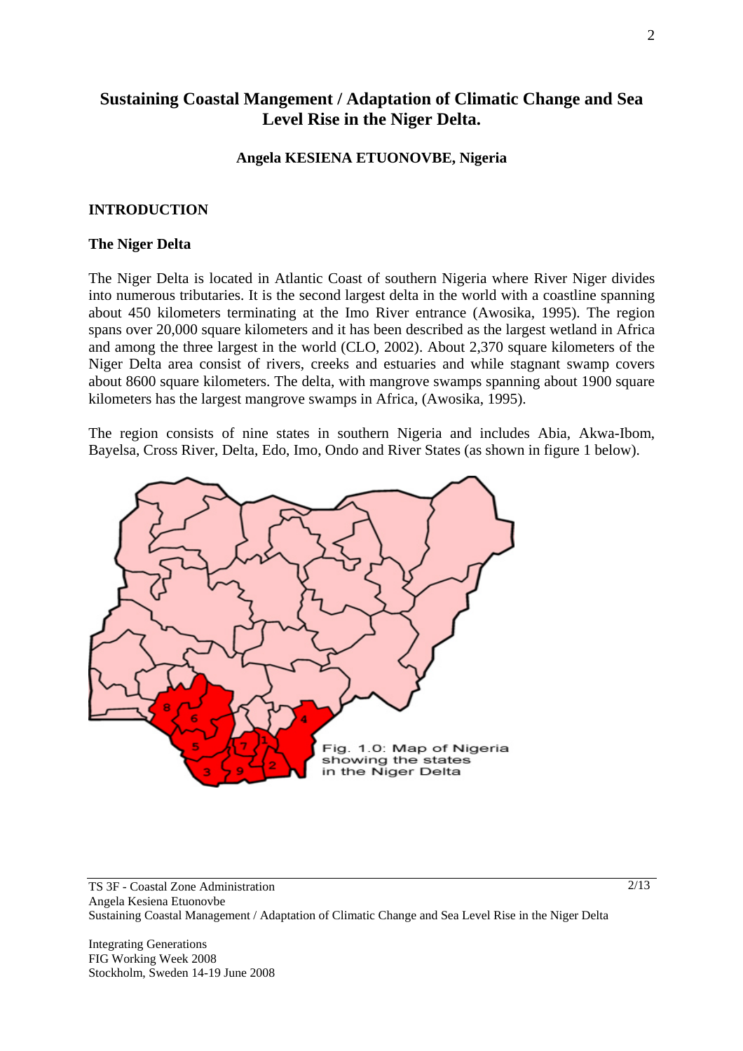# Sustaining Coastal Mangement / Adaptation of Climatic Change and Sea Level Rise in the Niger Delta.

**Angela KESIENA ETUONOVBE, Nigeria**

## INTRODUCTION

### The Niger Delta

The Niger Delta is located in Atlantic Coast of southern Nigeria where River Niger divides into numerous tributaries. It is the second largest delta in the world with a coastline spanning about 450 kilometers terminating at the Imo River entrance (Awosika, 1995). The region spans over 20,000 square kilometers and it has been described as the largest wetland in Africa and among the three largest in the world (CLO, 2002). About 2,370 square kilometers of the Niger Delta area consist of rivers, creeks and estuaries and while stagnant swamp covers about 8600 square kilometers. The delta, with mangrove swamps spanning about 1900 square kilometers has the largest mangrove swamps in Africa, (Awosika, 1995).

The region consists of nine states in southern Nigeria and includes Abia, Akwa-Ibom, Bayelsa, Cross River, Delta, Edo, Imo, Ondo and River States (as shown in figure 1 below).

Fig. 1.0: Map of Nigeria showing the states in the Niger Delta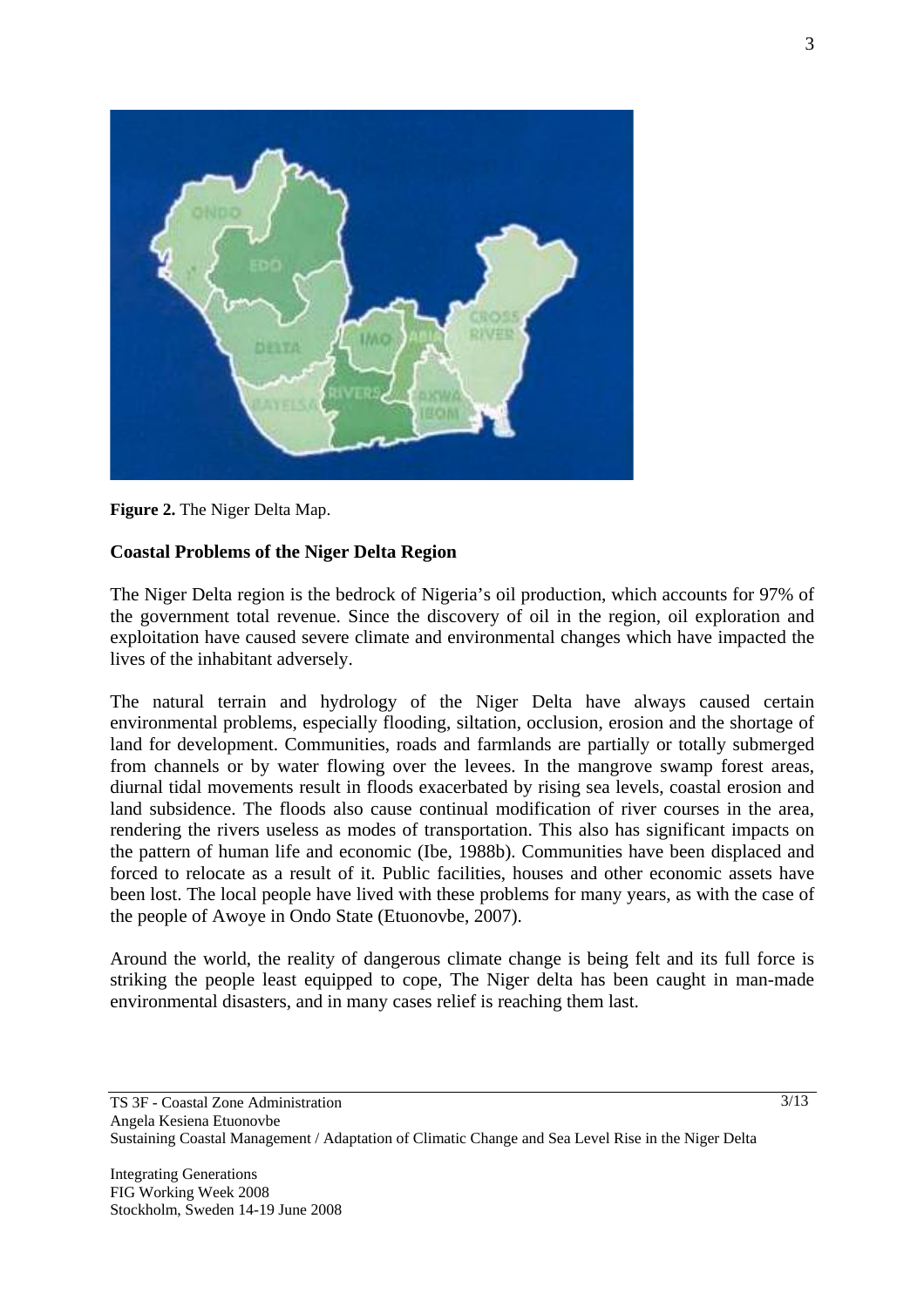**Figure 2.** The Niger Delta Map.

**Coastal Problems of the Niger Delta Region**

The Niger Delta region is the bedrock of Nigeria's oil production, which accounts for 97% of the government total revenue. Since the discovery of oil in the region, oil exploration and exploitation have caused severe climate and environmental changes which have impacted the lives of the inhabitant adversely.

The natural terrain and hydrology of the Niger Delta have always caused certain environmental problems, especially flooding, siltation, occlusion, erosion and the shortage of land for development. Communities, roads and farmlands are partially or totally submerged from channels or by water flowing over the levees. In the mangrove swamp forest areas, diurnal tidal movements result in floods exacerbated by rising sea levels, coastal erosion and land subsidence. The floods also cause continual modification of river courses in the area, rendering the rivers useless as modes of transportation. This also has significant impacts on the pattern of human life and economic (Ibe, 1988b). Communities have been displaced and forced to relocate as a result of it. Public facilities, houses and other economic assets have been lost. The local people have lived with these problems for many years, as with the case of the people of Awoye in Ondo State (Etuonovbe, 2007).

Around the world, the reality of dangerous climate change is being felt and its full force is striking the people least equipped to cope, The Niger delta has been caught in man-made environmental disasters, and in many cases relief is reaching them last.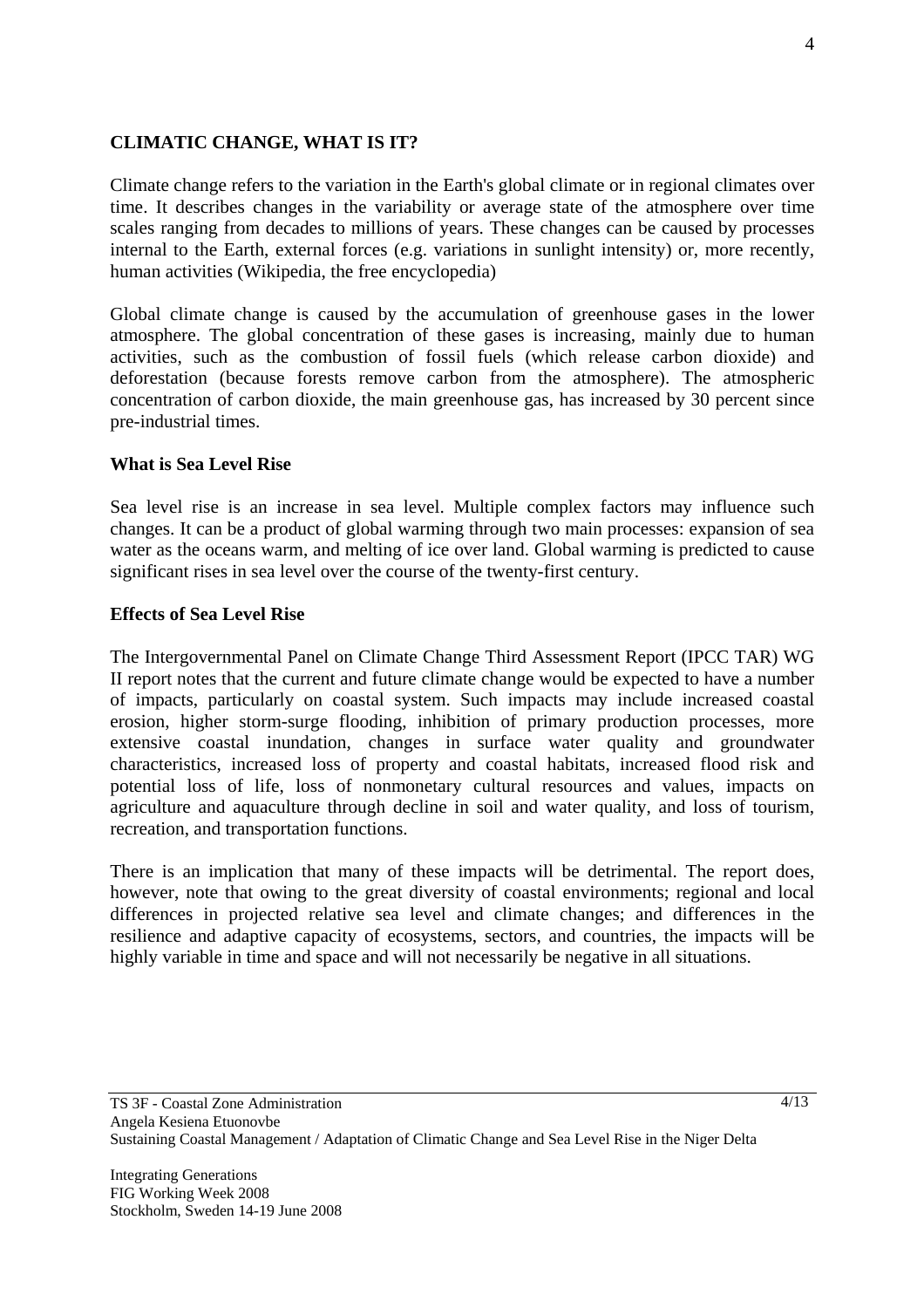## CLIMATIC CHANGE, WHAT IS IT?

Climate change refers to the variation in the Earth's global climate or in regional climates over time. It describes changes in the variability or average state of the atmosphere over time scales ranging from decades to millions of years. These changes can be caused by processes internal to the Earth, external forces (e.g. variations in sunlight intensity) or, more recently, human activities (Wikipedia, the free encyclopedia)

Global climate change is caused by the accumulation of greenhouse gases in the lower atmosphere. The global concentration of these gases is increasing, mainly due to human activities, such as the combustion of fossil fuels (which release carbon dioxide) and deforestation (because forests remove carbon from the atmosphere). The atmospheric concentration of carbon dioxide, the main greenhouse gas, has increased by 30 percent since pre-industrial times.

### What is Sea Level Rise

Sea level rise is an increase in sea level. Multiple complex factors may influence such changes. It can be a product of global warming through two main processes: expansion of sea water as the oceans warm, and melting of ice over land. Global warming is predicted to cause significant rises in sea level over the course of the twenty-first century.

### Effects of Sea Level Rise

The Intergovernmental Panel on Climate Change Third Assessment Report (IPCC TAR) WG II report notes that the current and future climate change would be expected to have a number of impacts, particularly on coastal system. Such impacts may include increased coastal erosion, higher storm-surge flooding, inhibition of primary production processes, more extensive coastal inundation, changes in surface water quality and groundwater characteristics, increased loss of property and coastal habitats, increased flood risk and potential loss of life, loss of nonmonetary cultural resources and values, impacts on agriculture and aquaculture through decline in soil and water quality, and loss of tourism, recreation, and transportation functions.

There is an implication that many of these impacts will be detrimental. The report does, however, note that owing to the great diversity of coastal environments; regional and local differences in projected relative sea level and climate changes; and differences in the resilience and adaptive capacity of ecosystems, sectors, and countries, the impacts will be highly variable in time and space and will not necessarily be negative in all situations.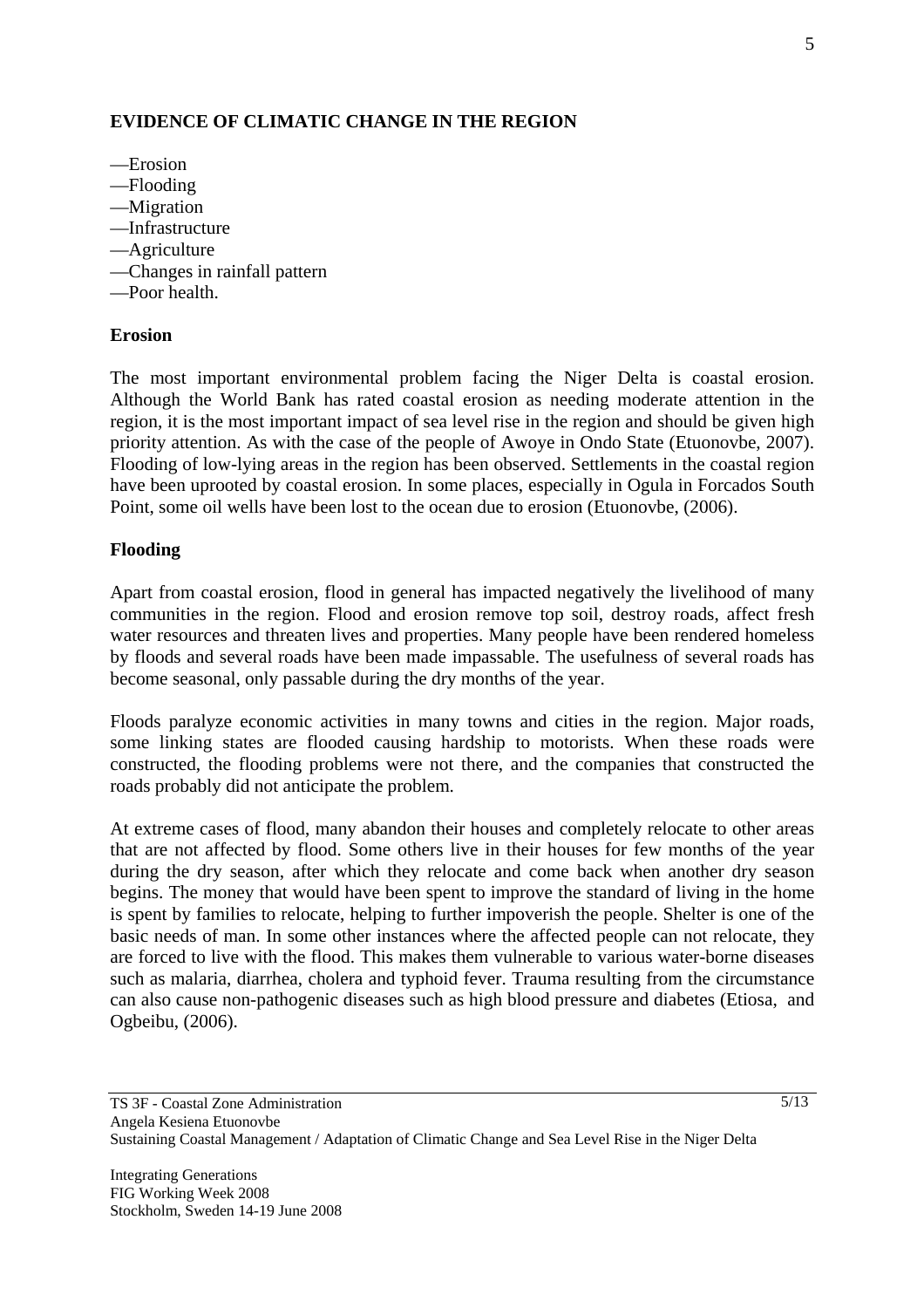## EVIDENCE OF CLIMATIC CHANGE IN THE REGION

—Erosion
—Flooding
—Migration
—Infrastructure
—Agriculture
—Changes in rainfall pattern
—Poor health.

### Erosion

The most important environmental problem facing the Niger Delta is coastal erosion. Although the World Bank has rated coastal erosion as needing moderate attention in the region, it is the most important impact of sea level rise in the region and should be given high priority attention. As with the case of the people of Awoye in Ondo State (Etuonovbe, 2007). Flooding of low-lying areas in the region has been observed. Settlements in the coastal region have been uprooted by coastal erosion. In some places, especially in Ogula in Forcados South Point, some oil wells have been lost to the ocean due to erosion (Etuonovbe, (2006).

### Flooding

Apart from coastal erosion, flood in general has impacted negatively the livelihood of many communities in the region. Flood and erosion remove top soil, destroy roads, affect fresh water resources and threaten lives and properties. Many people have been rendered homeless by floods and several roads have been made impassable. The usefulness of several roads has become seasonal, only passable during the dry months of the year.

Floods paralyze economic activities in many towns and cities in the region. Major roads, some linking states are flooded causing hardship to motorists. When these roads were constructed, the flooding problems were not there, and the companies that constructed the roads probably did not anticipate the problem.

At extreme cases of flood, many abandon their houses and completely relocate to other areas that are not affected by flood. Some others live in their houses for few months of the year during the dry season, after which they relocate and come back when another dry season begins. The money that would have been spent to improve the standard of living in the home is spent by families to relocate, helping to further impoverish the people. Shelter is one of the basic needs of man. In some other instances where the affected people can not relocate, they are forced to live with the flood. This makes them vulnerable to various water-borne diseases such as malaria, diarrhea, cholera and typhoid fever. Trauma resulting from the circumstance can also cause non-pathogenic diseases such as high blood pressure and diabetes (Etiosa, and Ogbeibu, (2006).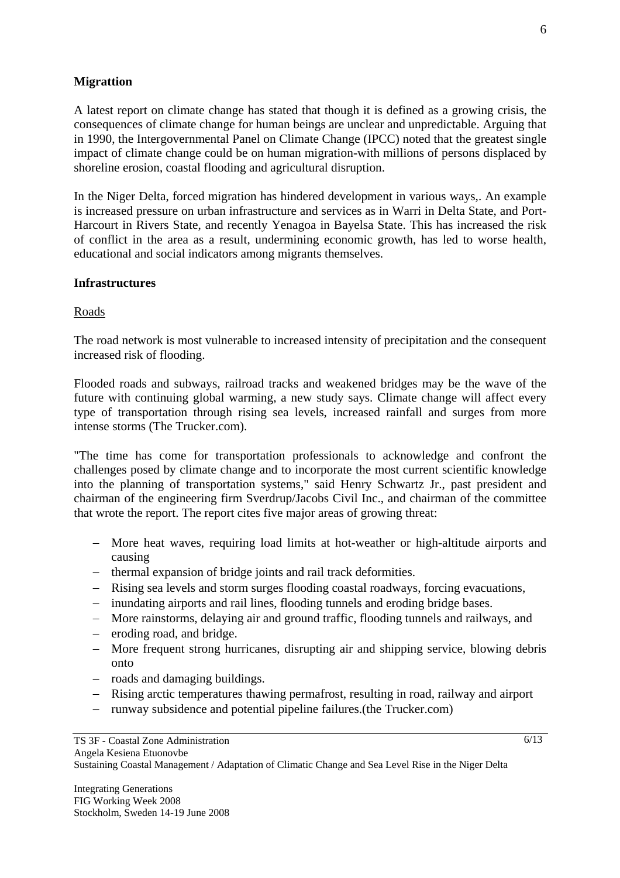**Migrattion**

A latest report on climate change has stated that though it is defined as a growing crisis, the consequences of climate change for human beings are unclear and unpredictable. Arguing that in 1990, the Intergovernmental Panel on Climate Change (IPCC) noted that the greatest single impact of climate change could be on human migration-with millions of persons displaced by shoreline erosion, coastal flooding and agricultural disruption.

In the Niger Delta, forced migration has hindered development in various ways,. An example is increased pressure on urban infrastructure and services as in Warri in Delta State, and Port-Harcourt in Rivers State, and recently Yenagoa in Bayelsa State. This has increased the risk of conflict in the area as a result, undermining economic growth, has led to worse health, educational and social indicators among migrants themselves.

**Infrastructures**

Roads

The road network is most vulnerable to increased intensity of precipitation and the consequent increased risk of flooding.

Flooded roads and subways, railroad tracks and weakened bridges may be the wave of the future with continuing global warming, a new study says. Climate change will affect every type of transportation through rising sea levels, increased rainfall and surges from more intense storms (The Trucker.com).

"The time has come for transportation professionals to acknowledge and confront the challenges posed by climate change and to incorporate the most current scientific knowledge into the planning of transportation systems," said Henry Schwartz Jr., past president and chairman of the engineering firm Sverdrup/Jacobs Civil Inc., and chairman of the committee that wrote the report. The report cites five major areas of growing threat:

- More heat waves, requiring load limits at hot-weather or high-altitude airports and causing
- thermal expansion of bridge joints and rail track deformities.
- Rising sea levels and storm surges flooding coastal roadways, forcing evacuations,
- inundating airports and rail lines, flooding tunnels and eroding bridge bases.
- More rainstorms, delaying air and ground traffic, flooding tunnels and railways, and
- eroding road, and bridge.
- More frequent strong hurricanes, disrupting air and shipping service, blowing debris onto
- roads and damaging buildings.
- Rising arctic temperatures thawing permafrost, resulting in road, railway and airport
- runway subsidence and potential pipeline failures.(the Trucker.com)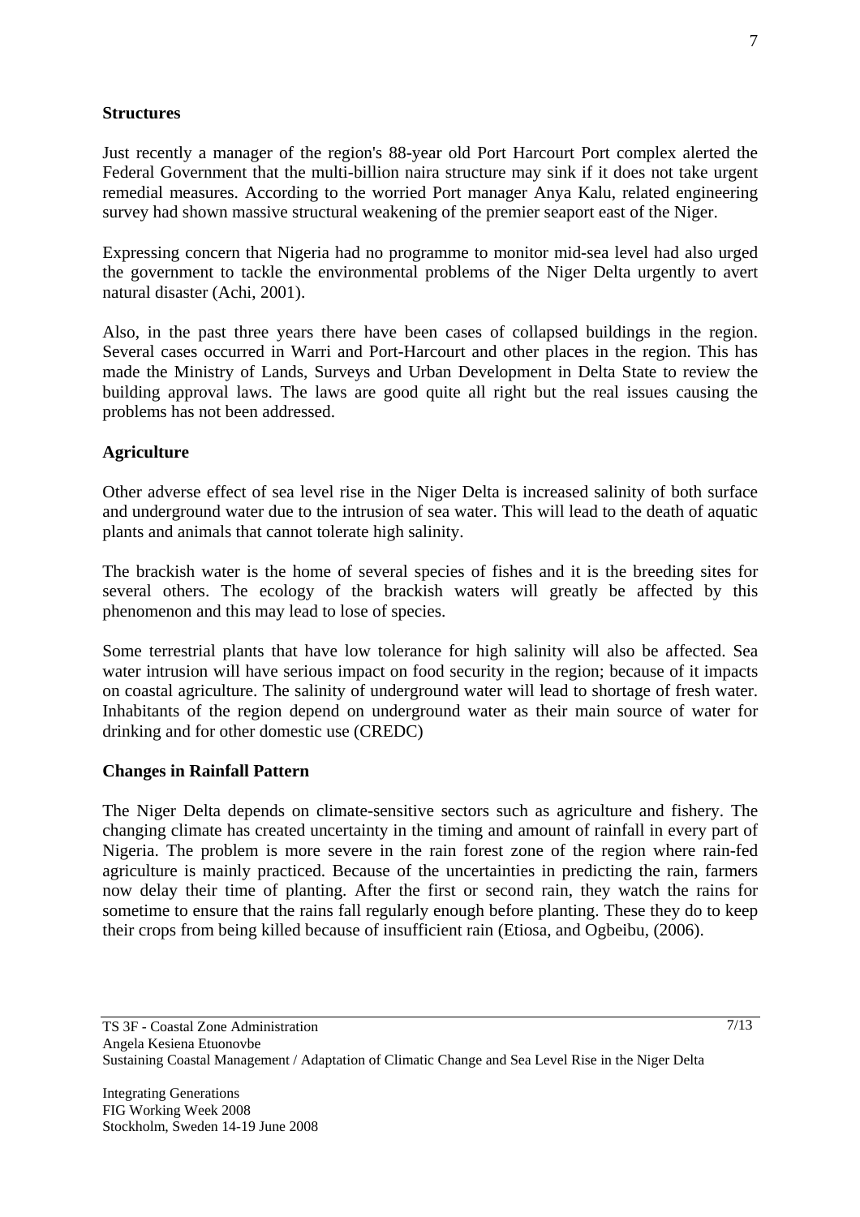**Structures**

Just recently a manager of the region's 88-year old Port Harcourt Port complex alerted the Federal Government that the multi-billion naira structure may sink if it does not take urgent remedial measures. According to the worried Port manager Anya Kalu, related engineering survey had shown massive structural weakening of the premier seaport east of the Niger.

Expressing concern that Nigeria had no programme to monitor mid-sea level had also urged the government to tackle the environmental problems of the Niger Delta urgently to avert natural disaster (Achi, 2001).

Also, in the past three years there have been cases of collapsed buildings in the region. Several cases occurred in Warri and Port-Harcourt and other places in the region. This has made the Ministry of Lands, Surveys and Urban Development in Delta State to review the building approval laws. The laws are good quite all right but the real issues causing the problems has not been addressed.

**Agriculture**

Other adverse effect of sea level rise in the Niger Delta is increased salinity of both surface and underground water due to the intrusion of sea water. This will lead to the death of aquatic plants and animals that cannot tolerate high salinity.

The brackish water is the home of several species of fishes and it is the breeding sites for several others. The ecology of the brackish waters will greatly be affected by this phenomenon and this may lead to lose of species.

Some terrestrial plants that have low tolerance for high salinity will also be affected. Sea water intrusion will have serious impact on food security in the region; because of it impacts on coastal agriculture. The salinity of underground water will lead to shortage of fresh water. Inhabitants of the region depend on underground water as their main source of water for drinking and for other domestic use (CREDC)

**Changes in Rainfall Pattern**

The Niger Delta depends on climate-sensitive sectors such as agriculture and fishery. The changing climate has created uncertainty in the timing and amount of rainfall in every part of Nigeria. The problem is more severe in the rain forest zone of the region where rain-fed agriculture is mainly practiced. Because of the uncertainties in predicting the rain, farmers now delay their time of planting. After the first or second rain, they watch the rains for sometime to ensure that the rains fall regularly enough before planting. These they do to keep their crops from being killed because of insufficient rain (Etiosa, and Ogbeibu, (2006).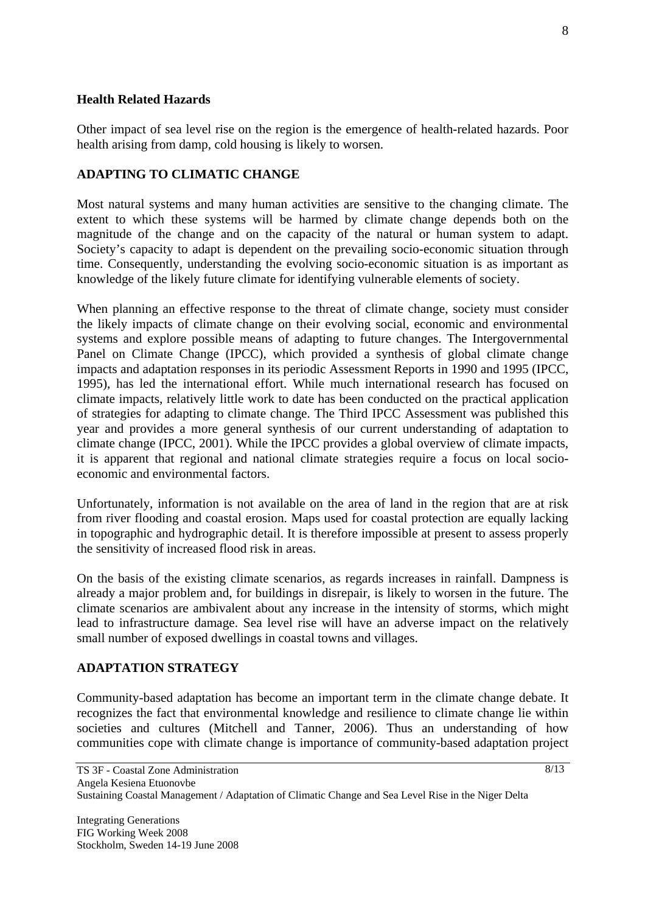**Health Related Hazards**

Other impact of sea level rise on the region is the emergence of health-related hazards. Poor health arising from damp, cold housing is likely to worsen.

## ADAPTING TO CLIMATIC CHANGE

Most natural systems and many human activities are sensitive to the changing climate. The extent to which these systems will be harmed by climate change depends both on the magnitude of the change and on the capacity of the natural or human system to adapt. Society's capacity to adapt is dependent on the prevailing socio-economic situation through time. Consequently, understanding the evolving socio-economic situation is as important as knowledge of the likely future climate for identifying vulnerable elements of society.

When planning an effective response to the threat of climate change, society must consider the likely impacts of climate change on their evolving social, economic and environmental systems and explore possible means of adapting to future changes. The Intergovernmental Panel on Climate Change (IPCC), which provided a synthesis of global climate change impacts and adaptation responses in its periodic Assessment Reports in 1990 and 1995 (IPCC, 1995), has led the international effort. While much international research has focused on climate impacts, relatively little work to date has been conducted on the practical application of strategies for adapting to climate change. The Third IPCC Assessment was published this year and provides a more general synthesis of our current understanding of adaptation to climate change (IPCC, 2001). While the IPCC provides a global overview of climate impacts, it is apparent that regional and national climate strategies require a focus on local socio-economic and environmental factors.

Unfortunately, information is not available on the area of land in the region that are at risk from river flooding and coastal erosion. Maps used for coastal protection are equally lacking in topographic and hydrographic detail. It is therefore impossible at present to assess properly the sensitivity of increased flood risk in areas.

On the basis of the existing climate scenarios, as regards increases in rainfall. Dampness is already a major problem and, for buildings in disrepair, is likely to worsen in the future. The climate scenarios are ambivalent about any increase in the intensity of storms, which might lead to infrastructure damage. Sea level rise will have an adverse impact on the relatively small number of exposed dwellings in coastal towns and villages.

## ADAPTATION STRATEGY

Community-based adaptation has become an important term in the climate change debate. It recognizes the fact that environmental knowledge and resilience to climate change lie within societies and cultures (Mitchell and Tanner, 2006). Thus an understanding of how communities cope with climate change is importance of community-based adaptation project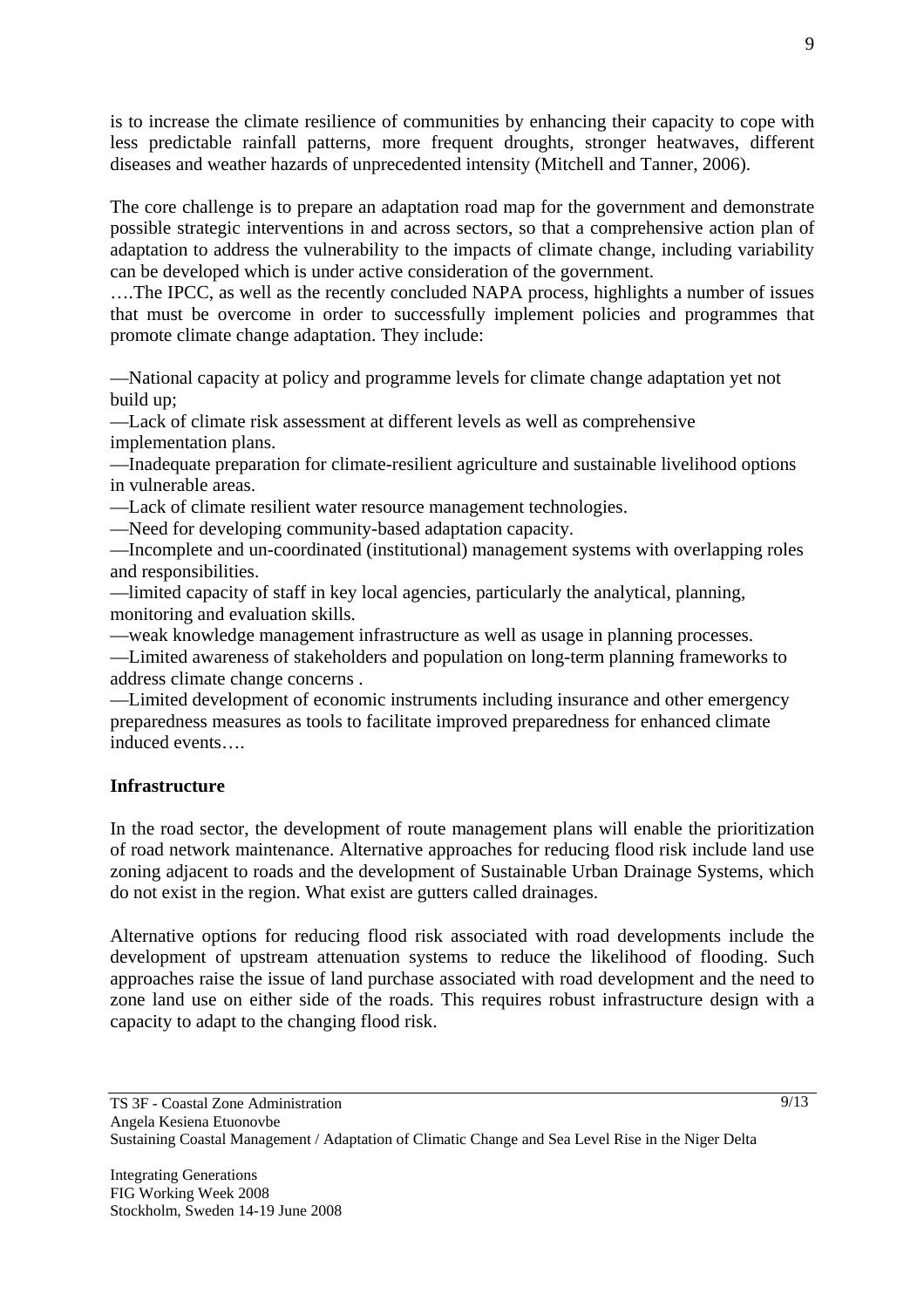is to increase the climate resilience of communities by enhancing their capacity to cope with less predictable rainfall patterns, more frequent droughts, stronger heatwaves, different diseases and weather hazards of unprecedented intensity (Mitchell and Tanner, 2006).

The core challenge is to prepare an adaptation road map for the government and demonstrate possible strategic interventions in and across sectors, so that a comprehensive action plan of adaptation to address the vulnerability to the impacts of climate change, including variability can be developed which is under active consideration of the government.

….The IPCC, as well as the recently concluded NAPA process, highlights a number of issues that must be overcome in order to successfully implement policies and programmes that promote climate change adaptation. They include:

—National capacity at policy and programme levels for climate change adaptation yet not build up;

—Lack of climate risk assessment at different levels as well as comprehensive implementation plans.

—Inadequate preparation for climate-resilient agriculture and sustainable livelihood options in vulnerable areas.

—Lack of climate resilient water resource management technologies.

—Need for developing community-based adaptation capacity.

—Incomplete and un-coordinated (institutional) management systems with overlapping roles and responsibilities.

—limited capacity of staff in key local agencies, particularly the analytical, planning, monitoring and evaluation skills.

—weak knowledge management infrastructure as well as usage in planning processes.

—Limited awareness of stakeholders and population on long-term planning frameworks to address climate change concerns .

—Limited development of economic instruments including insurance and other emergency preparedness measures as tools to facilitate improved preparedness for enhanced climate induced events….

**Infrastructure**

In the road sector, the development of route management plans will enable the prioritization of road network maintenance. Alternative approaches for reducing flood risk include land use zoning adjacent to roads and the development of Sustainable Urban Drainage Systems, which do not exist in the region. What exist are gutters called drainages.

Alternative options for reducing flood risk associated with road developments include the development of upstream attenuation systems to reduce the likelihood of flooding. Such approaches raise the issue of land purchase associated with road development and the need to zone land use on either side of the roads. This requires robust infrastructure design with a capacity to adapt to the changing flood risk.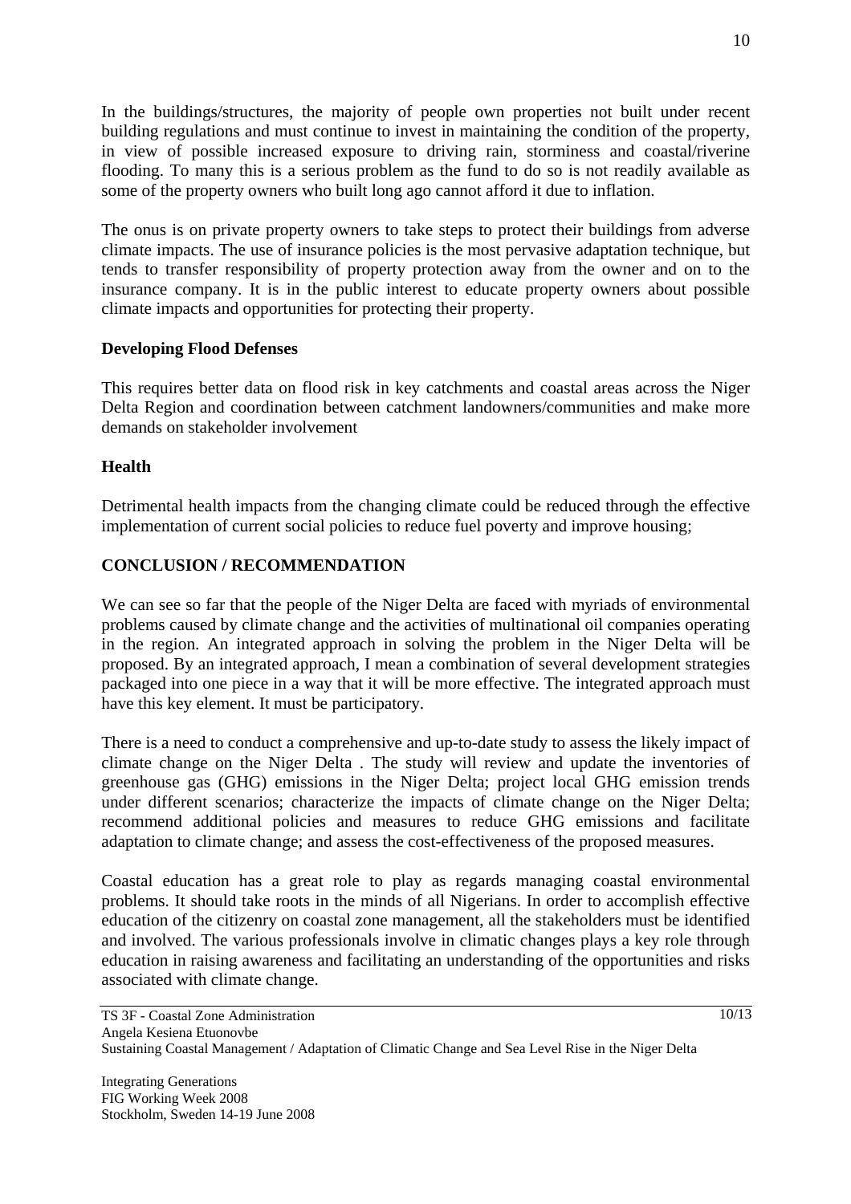In the buildings/structures, the majority of people own properties not built under recent building regulations and must continue to invest in maintaining the condition of the property, in view of possible increased exposure to driving rain, storminess and coastal/riverine flooding. To many this is a serious problem as the fund to do so is not readily available as some of the property owners who built long ago cannot afford it due to inflation.

The onus is on private property owners to take steps to protect their buildings from adverse climate impacts. The use of insurance policies is the most pervasive adaptation technique, but tends to transfer responsibility of property protection away from the owner and on to the insurance company. It is in the public interest to educate property owners about possible climate impacts and opportunities for protecting their property.

**Developing Flood Defenses**

This requires better data on flood risk in key catchments and coastal areas across the Niger Delta Region and coordination between catchment landowners/communities and make more demands on stakeholder involvement

**Health**

Detrimental health impacts from the changing climate could be reduced through the effective implementation of current social policies to reduce fuel poverty and improve housing;

## CONCLUSION / RECOMMENDATION

We can see so far that the people of the Niger Delta are faced with myriads of environmental problems caused by climate change and the activities of multinational oil companies operating in the region. An integrated approach in solving the problem in the Niger Delta will be proposed. By an integrated approach, I mean a combination of several development strategies packaged into one piece in a way that it will be more effective. The integrated approach must have this key element. It must be participatory.

There is a need to conduct a comprehensive and up-to-date study to assess the likely impact of climate change on the Niger Delta . The study will review and update the inventories of greenhouse gas (GHG) emissions in the Niger Delta; project local GHG emission trends under different scenarios; characterize the impacts of climate change on the Niger Delta; recommend additional policies and measures to reduce GHG emissions and facilitate adaptation to climate change; and assess the cost-effectiveness of the proposed measures.

Coastal education has a great role to play as regards managing coastal environmental problems. It should take roots in the minds of all Nigerians. In order to accomplish effective education of the citizenry on coastal zone management, all the stakeholders must be identified and involved. The various professionals involve in climatic changes plays a key role through education in raising awareness and facilitating an understanding of the opportunities and risks associated with climate change.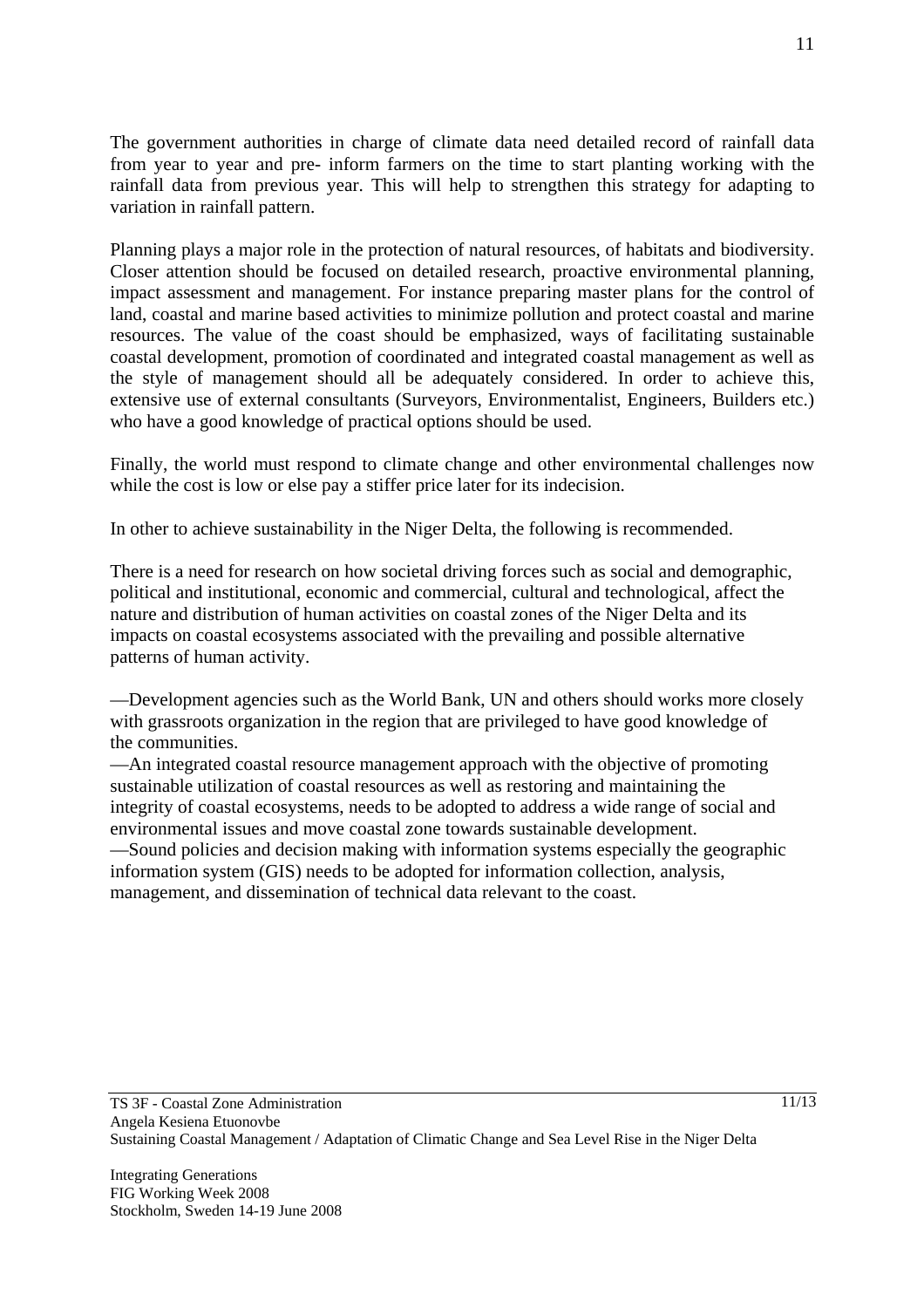The government authorities in charge of climate data need detailed record of rainfall data from year to year and pre- inform farmers on the time to start planting working with the rainfall data from previous year. This will help to strengthen this strategy for adapting to variation in rainfall pattern.

Planning plays a major role in the protection of natural resources, of habitats and biodiversity. Closer attention should be focused on detailed research, proactive environmental planning, impact assessment and management. For instance preparing master plans for the control of land, coastal and marine based activities to minimize pollution and protect coastal and marine resources. The value of the coast should be emphasized, ways of facilitating sustainable coastal development, promotion of coordinated and integrated coastal management as well as the style of management should all be adequately considered. In order to achieve this, extensive use of external consultants (Surveyors, Environmentalist, Engineers, Builders etc.) who have a good knowledge of practical options should be used.

Finally, the world must respond to climate change and other environmental challenges now while the cost is low or else pay a stiffer price later for its indecision.

In other to achieve sustainability in the Niger Delta, the following is recommended.

There is a need for research on how societal driving forces such as social and demographic, political and institutional, economic and commercial, cultural and technological, affect the nature and distribution of human activities on coastal zones of the Niger Delta and its impacts on coastal ecosystems associated with the prevailing and possible alternative patterns of human activity.

—Development agencies such as the World Bank, UN and others should works more closely with grassroots organization in the region that are privileged to have good knowledge of the communities.
—An integrated coastal resource management approach with the objective of promoting sustainable utilization of coastal resources as well as restoring and maintaining the integrity of coastal ecosystems, needs to be adopted to address a wide range of social and environmental issues and move coastal zone towards sustainable development.
—Sound policies and decision making with information systems especially the geographic information system (GIS) needs to be adopted for information collection, analysis, management, and dissemination of technical data relevant to the coast.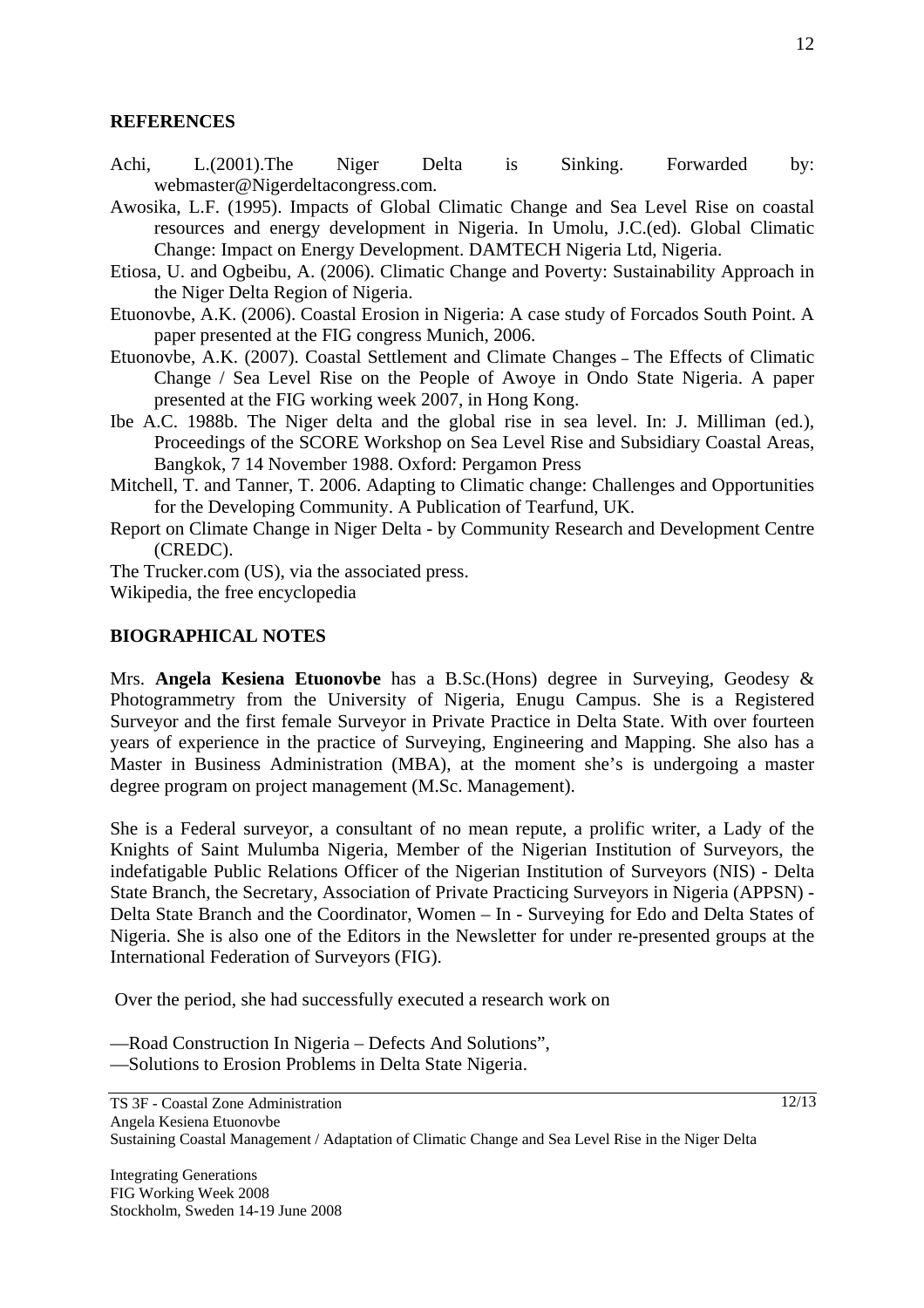## REFERENCES

Achi, L.(2001).The Niger Delta is Sinking. Forwarded by: webmaster@Nigerdeltacongress.com.

Awosika, L.F. (1995). Impacts of Global Climatic Change and Sea Level Rise on coastal resources and energy development in Nigeria. In Umolu, J.C.(ed). Global Climatic Change: Impact on Energy Development. DAMTECH Nigeria Ltd, Nigeria.

Etiosa, U. and Ogbeibu, A. (2006). Climatic Change and Poverty: Sustainability Approach in the Niger Delta Region of Nigeria.

Etuonovbe, A.K. (2006). Coastal Erosion in Nigeria: A case study of Forcados South Point. A paper presented at the FIG congress Munich, 2006.

Etuonovbe, A.K. (2007). Coastal Settlement and Climate Changes – The Effects of Climatic Change / Sea Level Rise on the People of Awoye in Ondo State Nigeria. A paper presented at the FIG working week 2007, in Hong Kong.

Ibe A.C. 1988b. The Niger delta and the global rise in sea level. In: J. Milliman (ed.), Proceedings of the SCORE Workshop on Sea Level Rise and Subsidiary Coastal Areas, Bangkok, 7 14 November 1988. Oxford: Pergamon Press

Mitchell, T. and Tanner, T. 2006. Adapting to Climatic change: Challenges and Opportunities for the Developing Community. A Publication of Tearfund, UK.

Report on Climate Change in Niger Delta - by Community Research and Development Centre (CREDC).

The Trucker.com (US), via the associated press.

Wikipedia, the free encyclopedia

## BIOGRAPHICAL NOTES

Mrs. **Angela Kesiena Etuonovbe** has a B.Sc.(Hons) degree in Surveying, Geodesy & Photogrammetry from the University of Nigeria, Enugu Campus. She is a Registered Surveyor and the first female Surveyor in Private Practice in Delta State. With over fourteen years of experience in the practice of Surveying, Engineering and Mapping. She also has a Master in Business Administration (MBA), at the moment she's is undergoing a master degree program on project management (M.Sc. Management).

She is a Federal surveyor, a consultant of no mean repute, a prolific writer, a Lady of the Knights of Saint Mulumba Nigeria, Member of the Nigerian Institution of Surveyors, the indefatigable Public Relations Officer of the Nigerian Institution of Surveyors (NIS) - Delta State Branch, the Secretary, Association of Private Practicing Surveyors in Nigeria (APPSN) - Delta State Branch and the Coordinator, Women – In - Surveying for Edo and Delta States of Nigeria. She is also one of the Editors in the Newsletter for under re-presented groups at the International Federation of Surveyors (FIG).

Over the period, she had successfully executed a research work on

—Road Construction In Nigeria – Defects And Solutions",
—Solutions to Erosion Problems in Delta State Nigeria.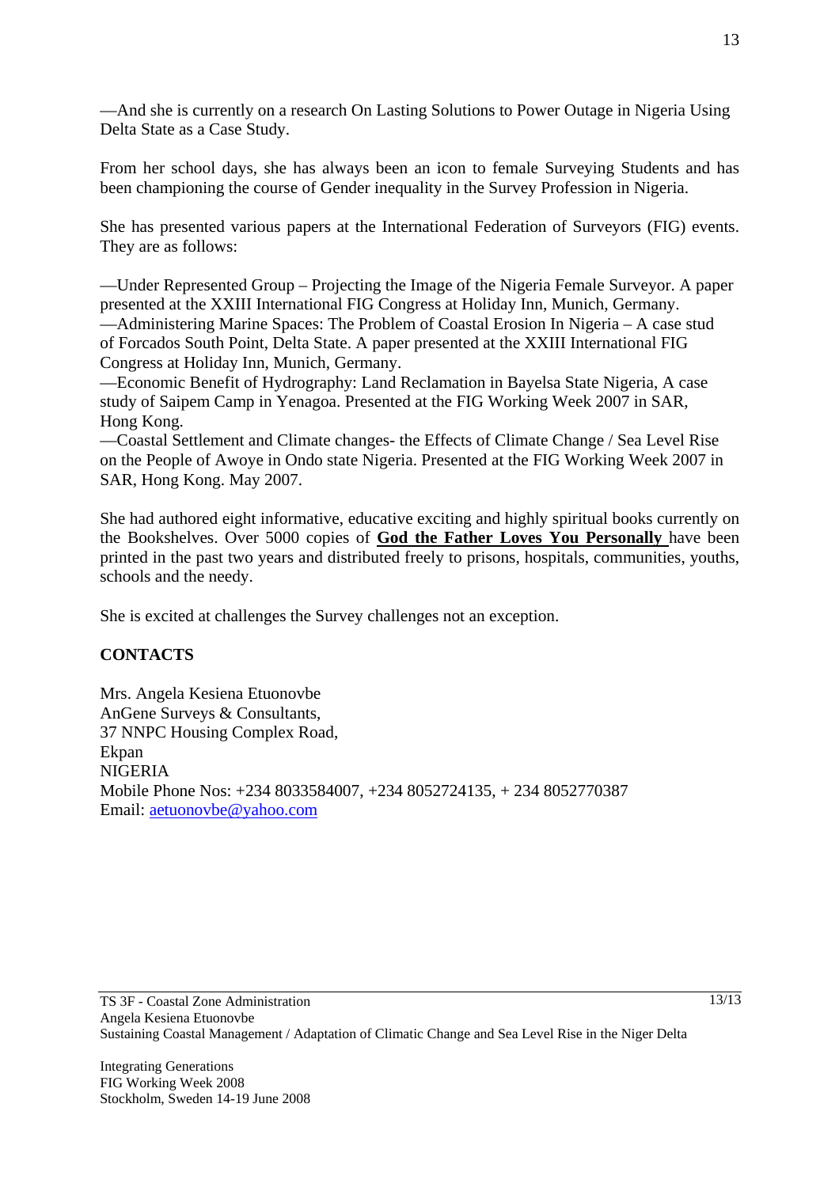—And she is currently on a research On Lasting Solutions to Power Outage in Nigeria Using Delta State as a Case Study.

From her school days, she has always been an icon to female Surveying Students and has been championing the course of Gender inequality in the Survey Profession in Nigeria.

She has presented various papers at the International Federation of Surveyors (FIG) events. They are as follows:

—Under Represented Group – Projecting the Image of the Nigeria Female Surveyor. A paper presented at the XXIII International FIG Congress at Holiday Inn, Munich, Germany.
—Administering Marine Spaces: The Problem of Coastal Erosion In Nigeria – A case stud of Forcados South Point, Delta State. A paper presented at the XXIII International FIG Congress at Holiday Inn, Munich, Germany.
—Economic Benefit of Hydrography: Land Reclamation in Bayelsa State Nigeria, A case study of Saipem Camp in Yenagoa. Presented at the FIG Working Week 2007 in SAR, Hong Kong.
—Coastal Settlement and Climate changes- the Effects of Climate Change / Sea Level Rise on the People of Awoye in Ondo state Nigeria. Presented at the FIG Working Week 2007 in SAR, Hong Kong. May 2007.

She had authored eight informative, educative exciting and highly spiritual books currently on the Bookshelves. Over 5000 copies of **God the Father Loves You Personally** have been printed in the past two years and distributed freely to prisons, hospitals, communities, youths, schools and the needy.

She is excited at challenges the Survey challenges not an exception.

## CONTACTS

Mrs. Angela Kesiena Etuonovbe
AnGene Surveys & Consultants,
37 NNPC Housing Complex Road,
Ekpan
NIGERIA
Mobile Phone Nos: +234 8033584007, +234 8052724135, + 234 8052770387
Email: aetuonovbe@yahoo.com